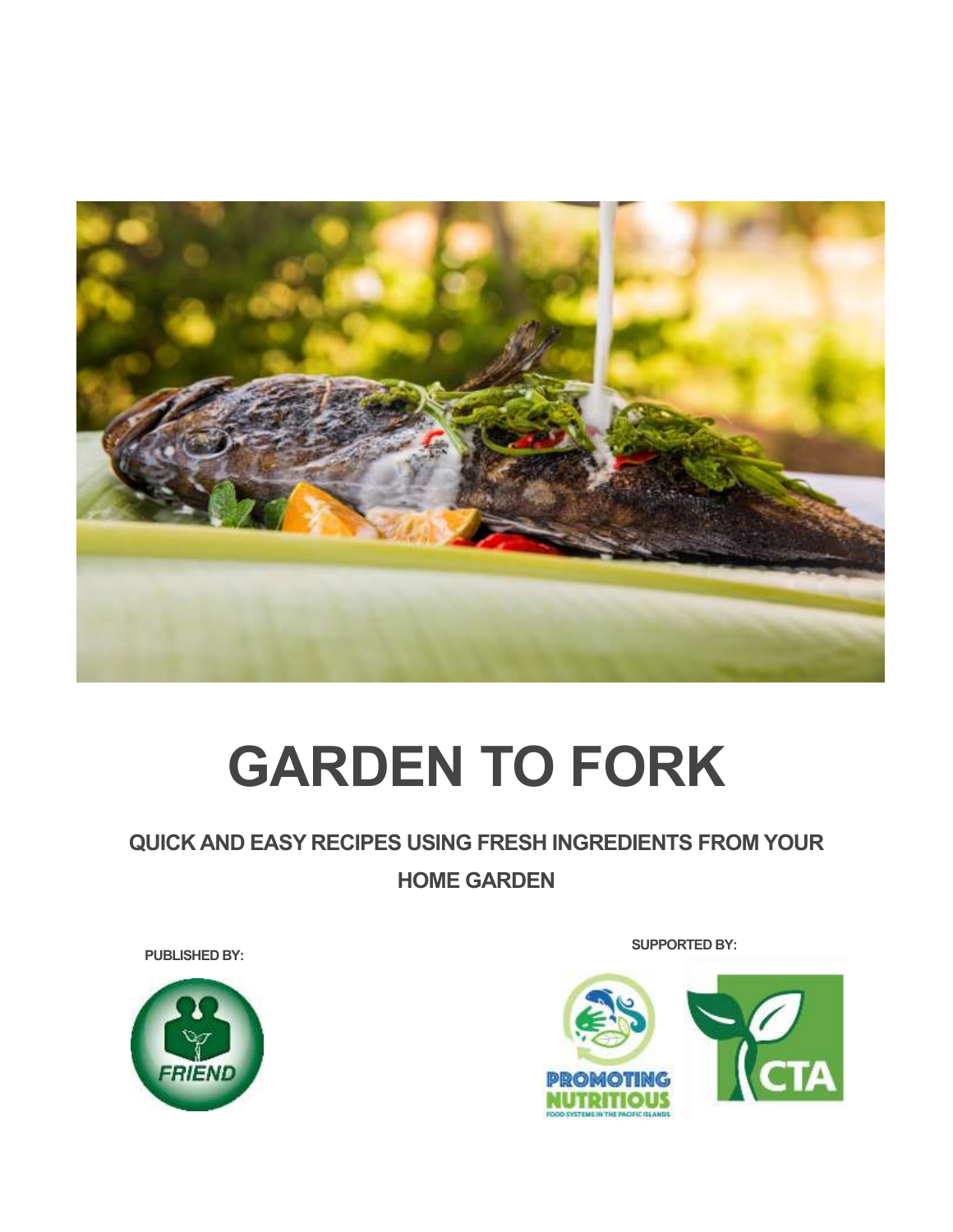# GARDEN TO FORK

## QUICK AND EASY RECIPES USING FRESH INGREDIENTS FROM YOUR HOME GARDEN

PUBLISHED BY:

FRIEND

SUPPORTED BY:

PROMOTING NUTRITIOUS FOOD SYSTEMS IN THE PACIFIC ISLANDS

CTA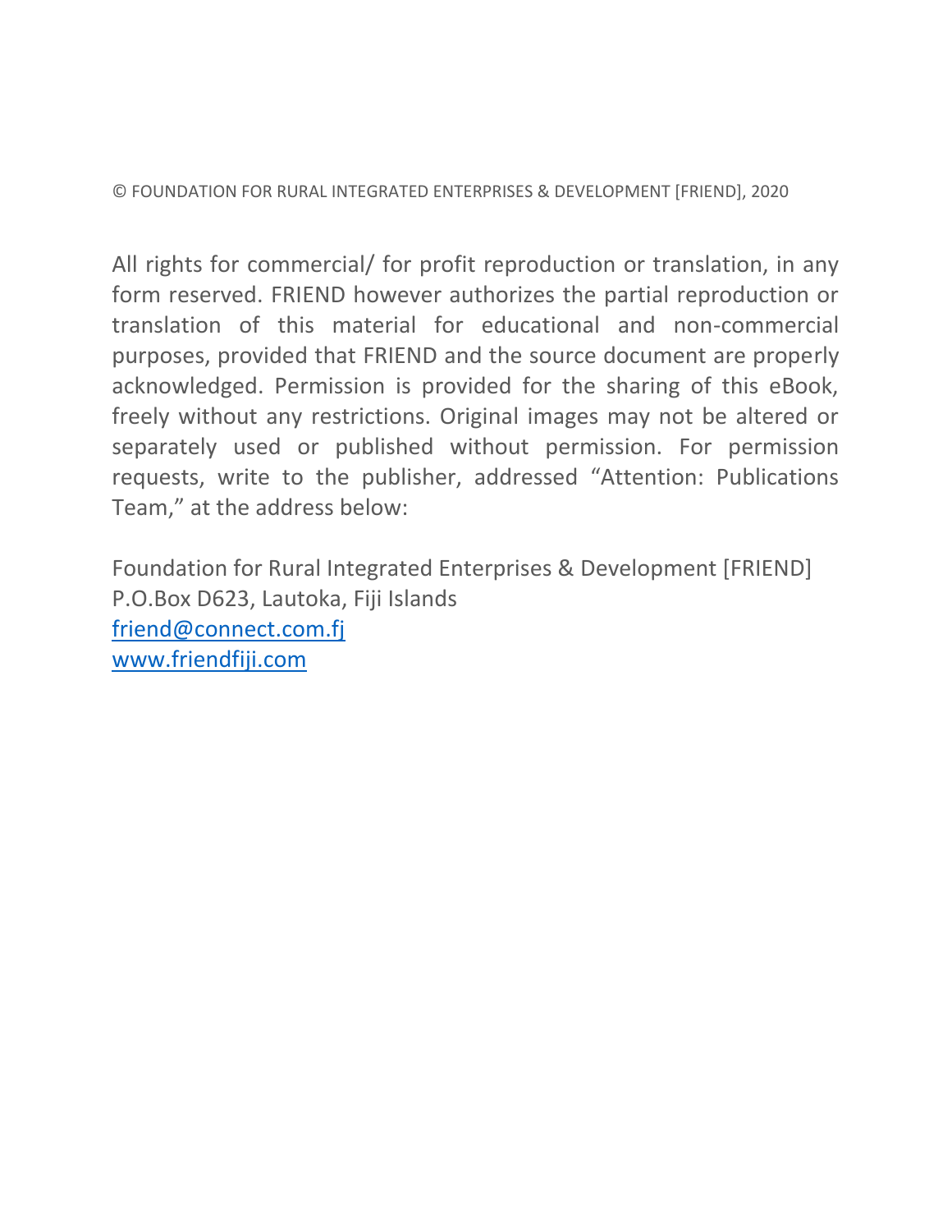© FOUNDATION FOR RURAL INTEGRATED ENTERPRISES & DEVELOPMENT [FRIEND], 2020

All rights for commercial/ for profit reproduction or translation, in any form reserved. FRIEND however authorizes the partial reproduction or translation of this material for educational and non-commercial purposes, provided that FRIEND and the source document are properly acknowledged. Permission is provided for the sharing of this eBook, freely without any restrictions. Original images may not be altered or separately used or published without permission. For permission requests, write to the publisher, addressed "Attention: Publications Team," at the address below:

Foundation for Rural Integrated Enterprises & Development [FRIEND]
P.O.Box D623, Lautoka, Fiji Islands
friend@connect.com.fj
www.friendfiji.com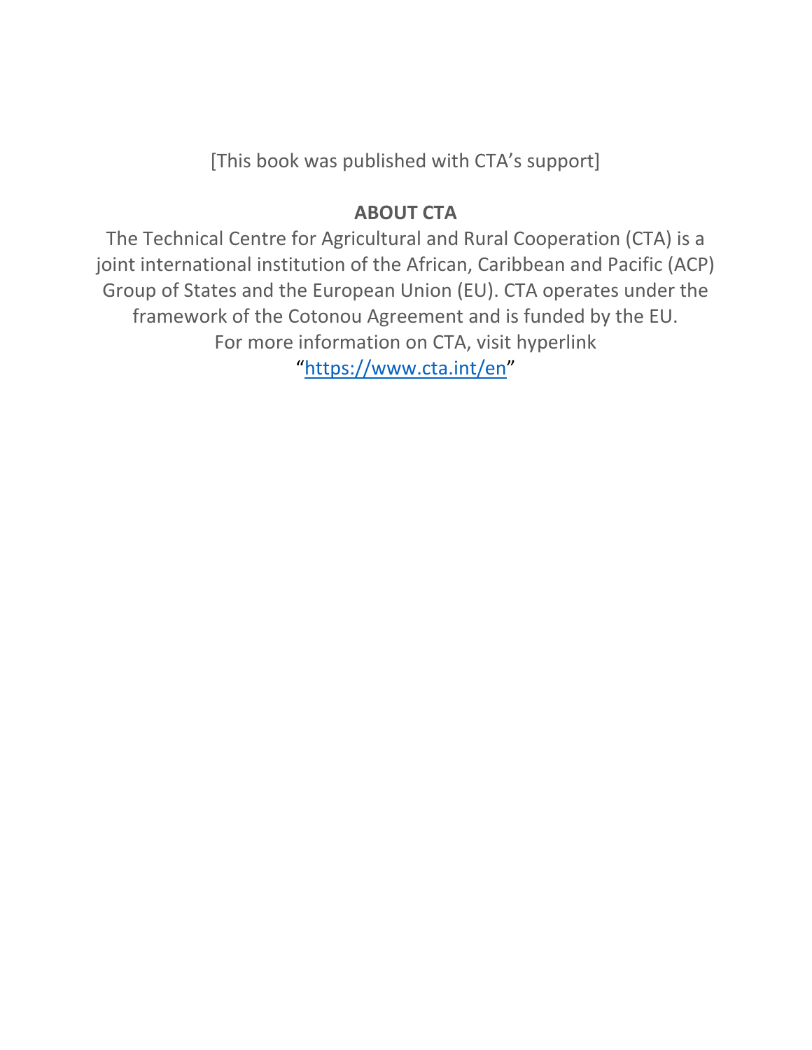[This book was published with CTA's support]

**ABOUT CTA**

The Technical Centre for Agricultural and Rural Cooperation (CTA) is a joint international institution of the African, Caribbean and Pacific (ACP) Group of States and the European Union (EU). CTA operates under the framework of the Cotonou Agreement and is funded by the EU. For more information on CTA, visit hyperlink "[https://www.cta.int/en](https://www.cta.int/en)"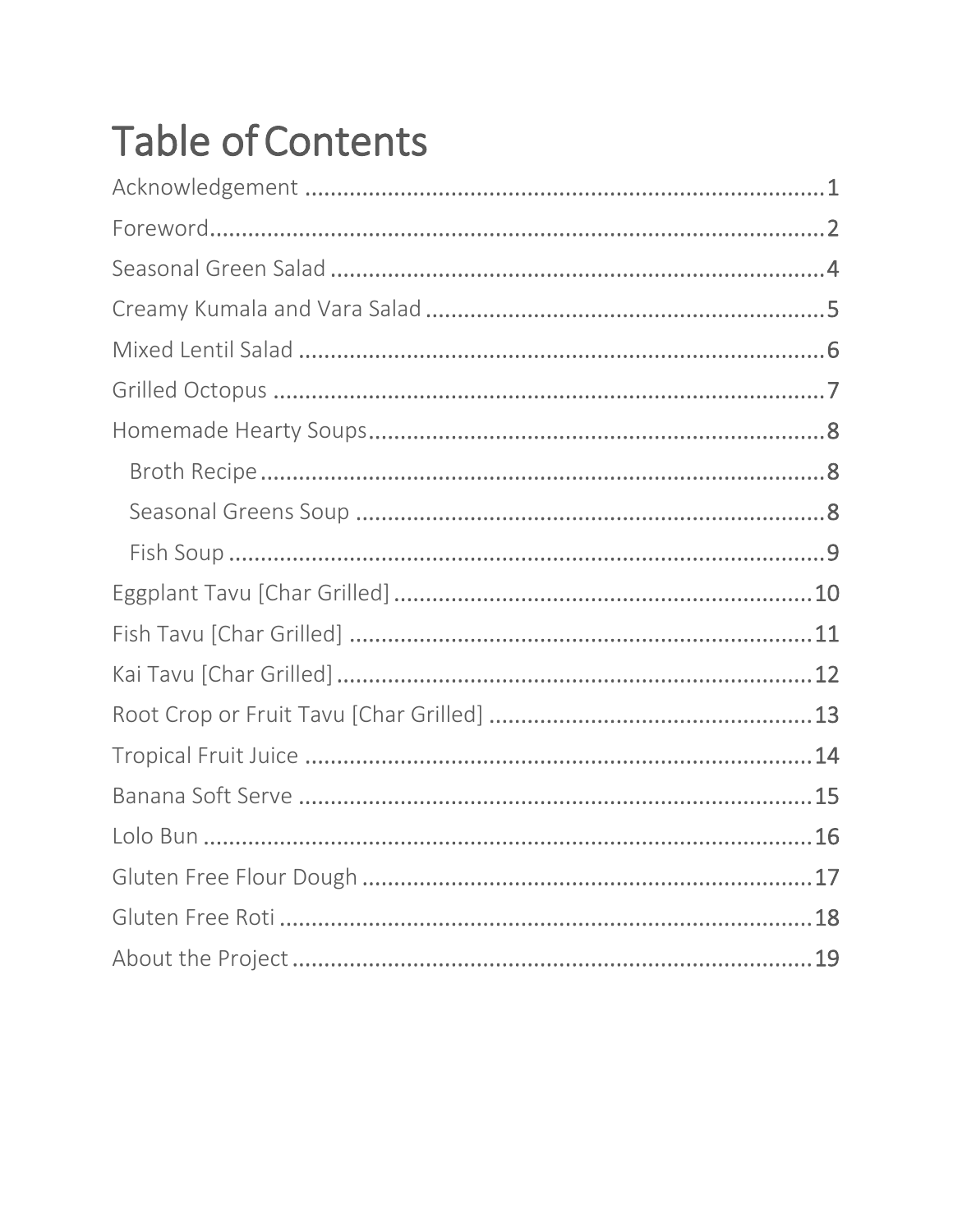# Table of Contents

Acknowledgement ........................................................................ 1

Foreword........................................................................................ 2

Seasonal Green Salad ................................................................. 4

Creamy Kumala and Vara Salad ............................................... 5

Mixed Lentil Salad ....................................................................... 6

Grilled Octopus ............................................................................ 7

Homemade Hearty Soups............................................................ 8

- Broth Recipe ............................................................................. 8
- Seasonal Greens Soup ............................................................ 8
- Fish Soup .................................................................................. 9

Eggplant Tavu [Char Grilled] ...................................................... 10

Fish Tavu [Char Grilled] .............................................................. 11

Kai Tavu [Char Grilled] ................................................................ 12

Root Crop or Fruit Tavu [Char Grilled] ...................................... 13

Tropical Fruit Juice ...................................................................... 14

Banana Soft Serve ....................................................................... 15

Lolo Bun ........................................................................................ 16

Gluten Free Flour Dough ............................................................ 17

Gluten Free Roti ........................................................................... 18

About the Project .......................................................................... 19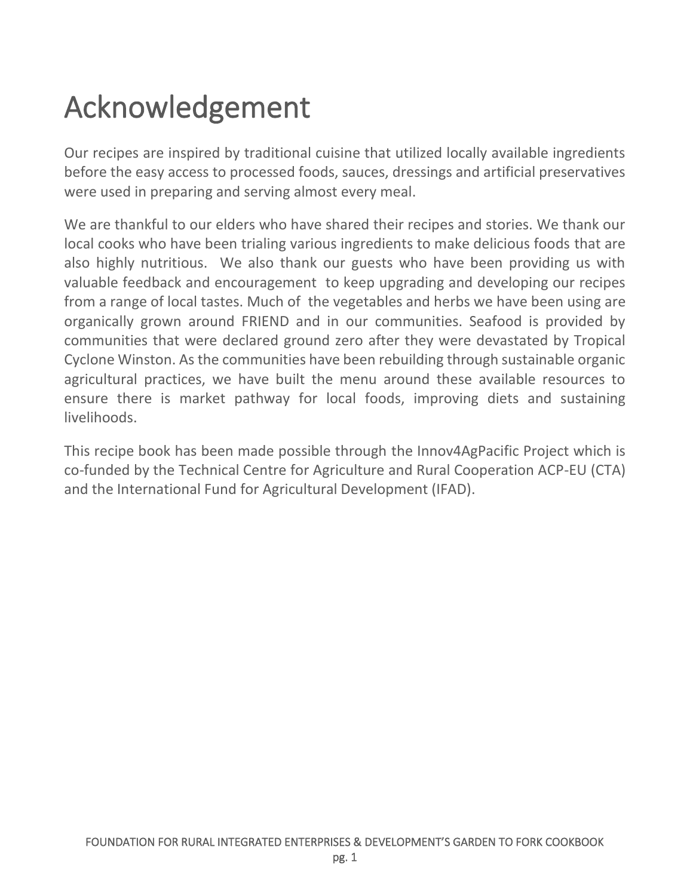# Acknowledgement

Our recipes are inspired by traditional cuisine that utilized locally available ingredients before the easy access to processed foods, sauces, dressings and artificial preservatives were used in preparing and serving almost every meal.

We are thankful to our elders who have shared their recipes and stories. We thank our local cooks who have been trialing various ingredients to make delicious foods that are also highly nutritious. We also thank our guests who have been providing us with valuable feedback and encouragement to keep upgrading and developing our recipes from a range of local tastes. Much of the vegetables and herbs we have been using are organically grown around FRIEND and in our communities. Seafood is provided by communities that were declared ground zero after they were devastated by Tropical Cyclone Winston. As the communities have been rebuilding through sustainable organic agricultural practices, we have built the menu around these available resources to ensure there is market pathway for local foods, improving diets and sustaining livelihoods.

This recipe book has been made possible through the Innov4AgPacific Project which is co-funded by the Technical Centre for Agriculture and Rural Cooperation ACP-EU (CTA) and the International Fund for Agricultural Development (IFAD).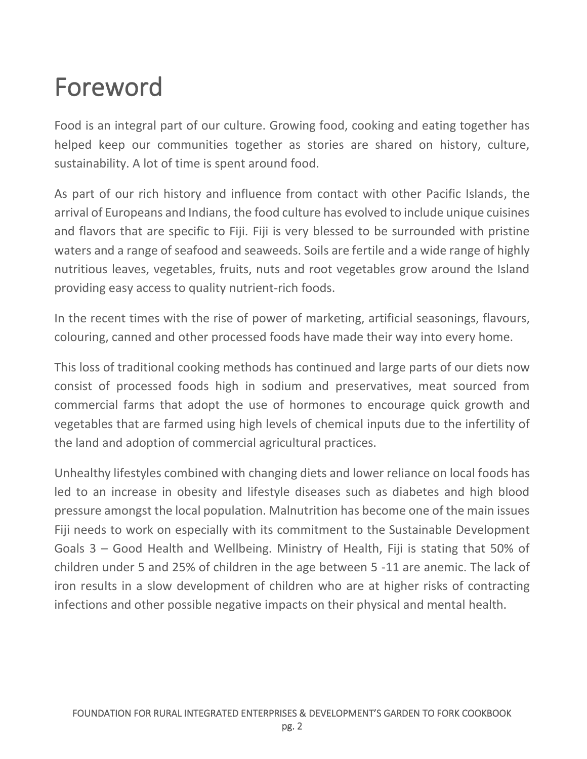# Foreword

Food is an integral part of our culture. Growing food, cooking and eating together has helped keep our communities together as stories are shared on history, culture, sustainability. A lot of time is spent around food.

As part of our rich history and influence from contact with other Pacific Islands, the arrival of Europeans and Indians, the food culture has evolved to include unique cuisines and flavors that are specific to Fiji. Fiji is very blessed to be surrounded with pristine waters and a range of seafood and seaweeds. Soils are fertile and a wide range of highly nutritious leaves, vegetables, fruits, nuts and root vegetables grow around the Island providing easy access to quality nutrient-rich foods.

In the recent times with the rise of power of marketing, artificial seasonings, flavours, colouring, canned and other processed foods have made their way into every home.

This loss of traditional cooking methods has continued and large parts of our diets now consist of processed foods high in sodium and preservatives, meat sourced from commercial farms that adopt the use of hormones to encourage quick growth and vegetables that are farmed using high levels of chemical inputs due to the infertility of the land and adoption of commercial agricultural practices.

Unhealthy lifestyles combined with changing diets and lower reliance on local foods has led to an increase in obesity and lifestyle diseases such as diabetes and high blood pressure amongst the local population. Malnutrition has become one of the main issues Fiji needs to work on especially with its commitment to the Sustainable Development Goals 3 – Good Health and Wellbeing. Ministry of Health, Fiji is stating that 50% of children under 5 and 25% of children in the age between 5 -11 are anemic. The lack of iron results in a slow development of children who are at higher risks of contracting infections and other possible negative impacts on their physical and mental health.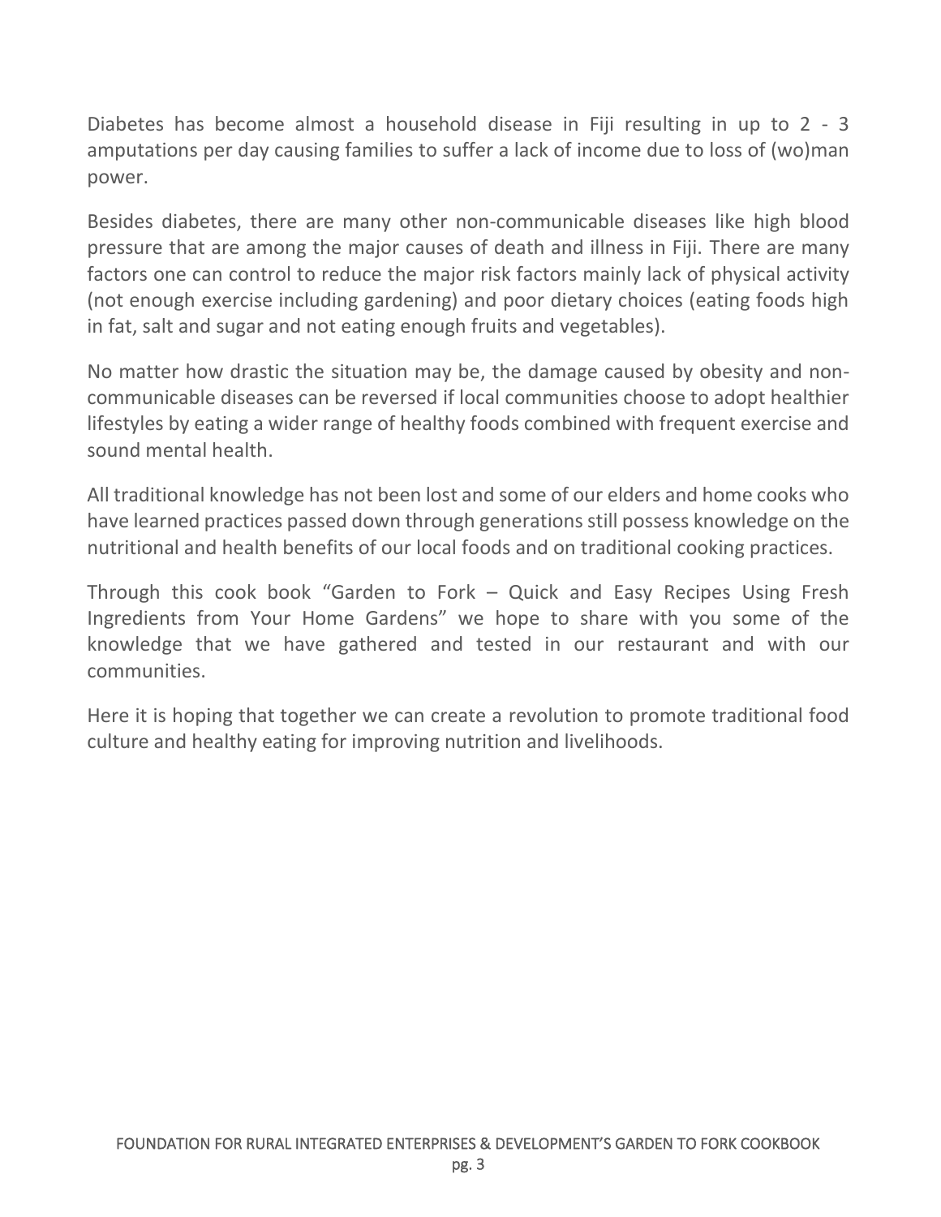Diabetes has become almost a household disease in Fiji resulting in up to 2 - 3 amputations per day causing families to suffer a lack of income due to loss of (wo)man power.

Besides diabetes, there are many other non-communicable diseases like high blood pressure that are among the major causes of death and illness in Fiji. There are many factors one can control to reduce the major risk factors mainly lack of physical activity (not enough exercise including gardening) and poor dietary choices (eating foods high in fat, salt and sugar and not eating enough fruits and vegetables).

No matter how drastic the situation may be, the damage caused by obesity and non-communicable diseases can be reversed if local communities choose to adopt healthier lifestyles by eating a wider range of healthy foods combined with frequent exercise and sound mental health.

All traditional knowledge has not been lost and some of our elders and home cooks who have learned practices passed down through generations still possess knowledge on the nutritional and health benefits of our local foods and on traditional cooking practices.

Through this cook book "Garden to Fork – Quick and Easy Recipes Using Fresh Ingredients from Your Home Gardens" we hope to share with you some of the knowledge that we have gathered and tested in our restaurant and with our communities.

Here it is hoping that together we can create a revolution to promote traditional food culture and healthy eating for improving nutrition and livelihoods.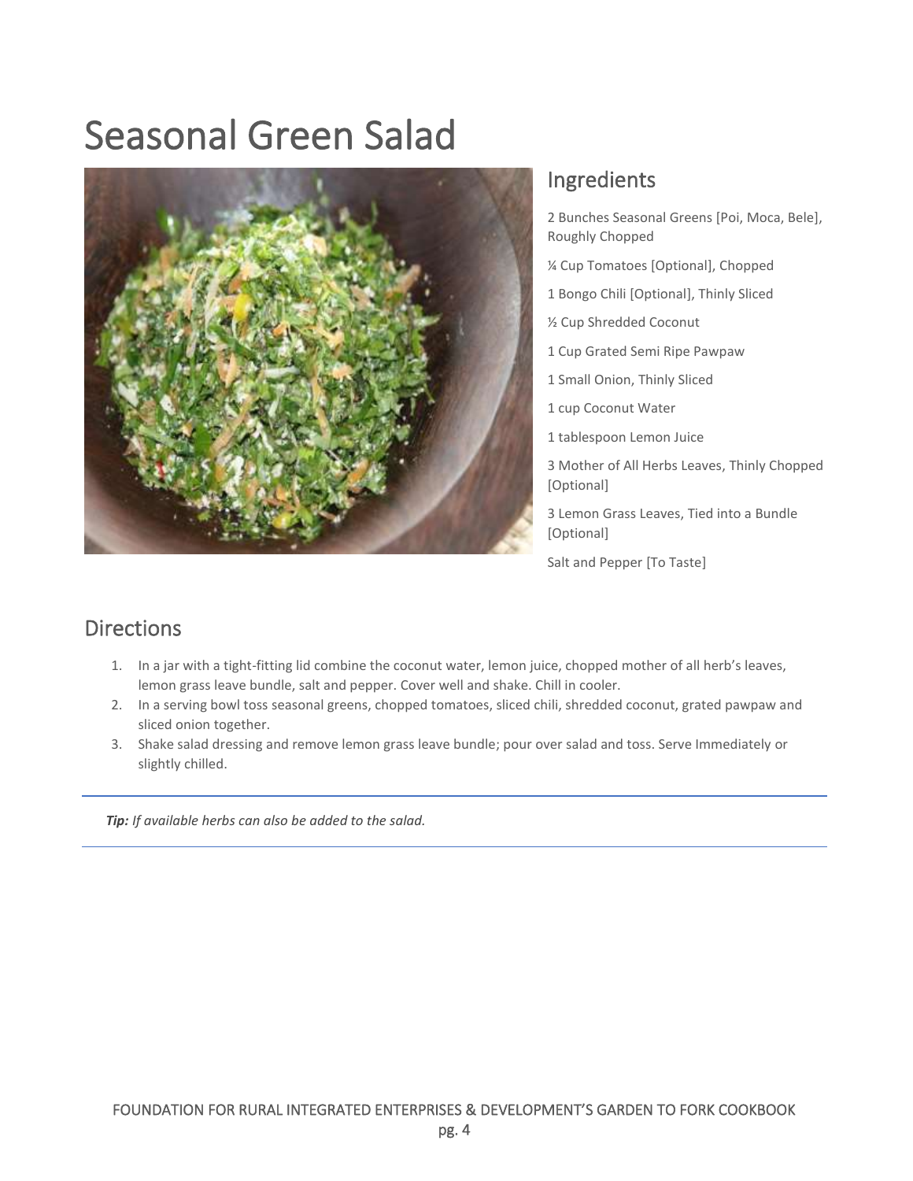# Seasonal Green Salad

## Ingredients

2 Bunches Seasonal Greens [Poi, Moca, Bele], Roughly Chopped

¼ Cup Tomatoes [Optional], Chopped

1 Bongo Chili [Optional], Thinly Sliced

½ Cup Shredded Coconut

1 Cup Grated Semi Ripe Pawpaw

1 Small Onion, Thinly Sliced

1 cup Coconut Water

1 tablespoon Lemon Juice

3 Mother of All Herbs Leaves, Thinly Chopped [Optional]

3 Lemon Grass Leaves, Tied into a Bundle [Optional]

Salt and Pepper [To Taste]

## Directions

1. In a jar with a tight-fitting lid combine the coconut water, lemon juice, chopped mother of all herb's leaves, lemon grass leave bundle, salt and pepper. Cover well and shake. Chill in cooler.
2. In a serving bowl toss seasonal greens, chopped tomatoes, sliced chili, shredded coconut, grated pawpaw and sliced onion together.
3. Shake salad dressing and remove lemon grass leave bundle; pour over salad and toss. Serve Immediately or slightly chilled.

***Tip:*** *If available herbs can also be added to the salad.*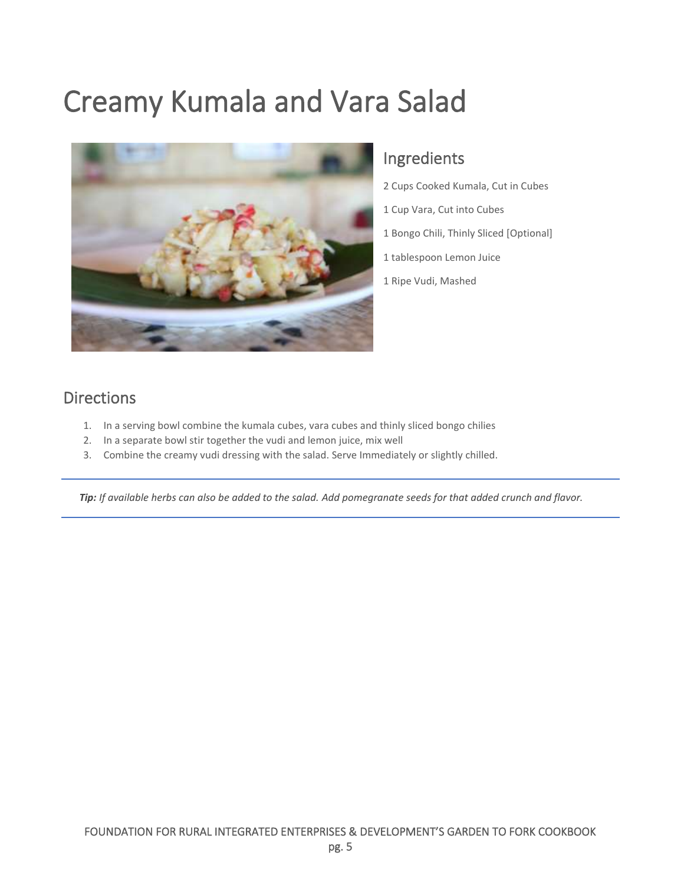# Creamy Kumala and Vara Salad

## Ingredients

2 Cups Cooked Kumala, Cut in Cubes

1 Cup Vara, Cut into Cubes

1 Bongo Chili, Thinly Sliced [Optional]

1 tablespoon Lemon Juice

1 Ripe Vudi, Mashed

## Directions

1. In a serving bowl combine the kumala cubes, vara cubes and thinly sliced bongo chilies
2. In a separate bowl stir together the vudi and lemon juice, mix well
3. Combine the creamy vudi dressing with the salad. Serve Immediately or slightly chilled.

---

***Tip:*** *If available herbs can also be added to the salad. Add pomegranate seeds for that added crunch and flavor.*

---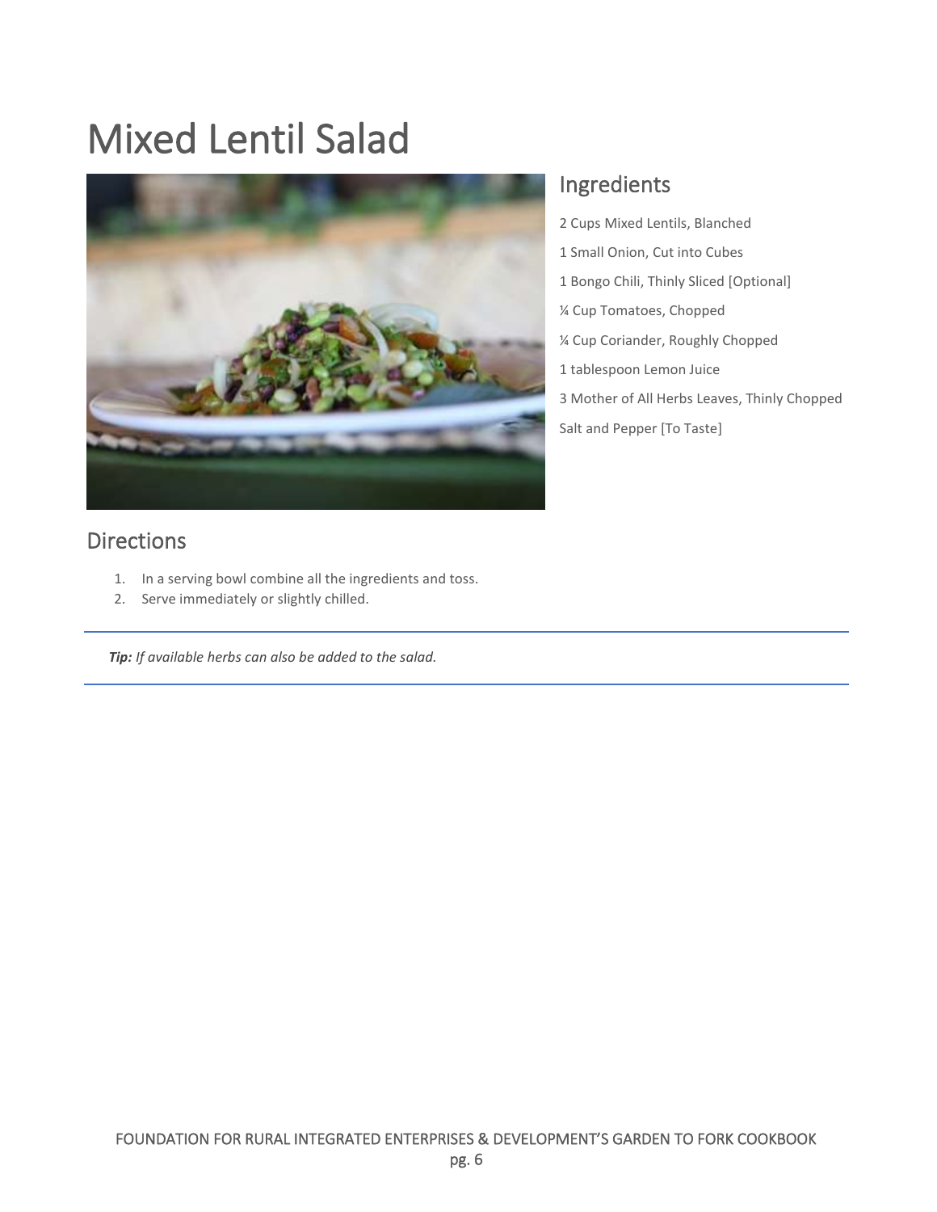# Mixed Lentil Salad

## Ingredients

2 Cups Mixed Lentils, Blanched

1 Small Onion, Cut into Cubes

1 Bongo Chili, Thinly Sliced [Optional]

¼ Cup Tomatoes, Chopped

¼ Cup Coriander, Roughly Chopped

1 tablespoon Lemon Juice

3 Mother of All Herbs Leaves, Thinly Chopped

Salt and Pepper [To Taste]

## Directions

1. In a serving bowl combine all the ingredients and toss.
2. Serve immediately or slightly chilled.

***Tip:*** *If available herbs can also be added to the salad.*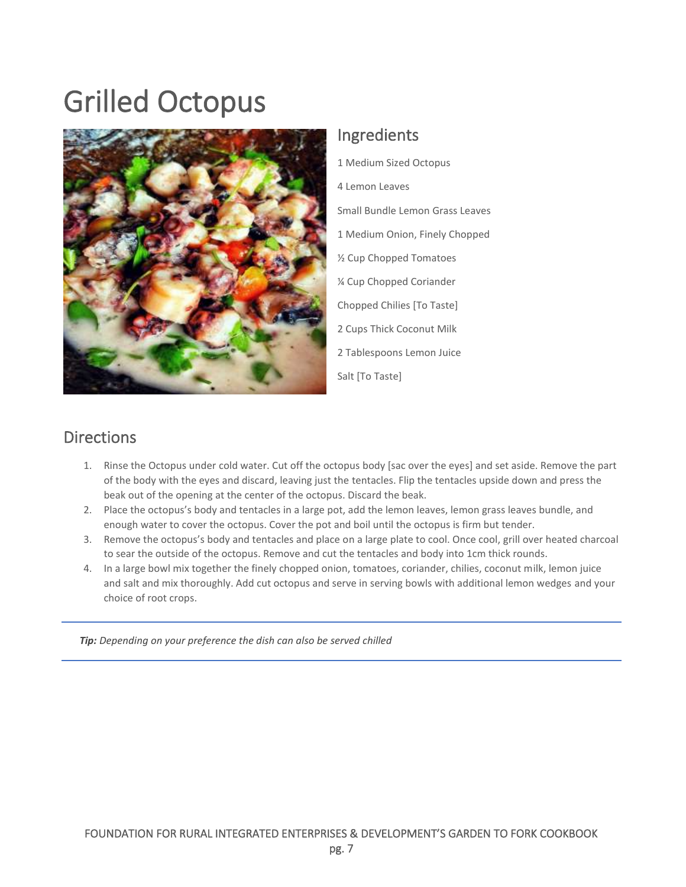# Grilled Octopus

## Ingredients

1 Medium Sized Octopus

4 Lemon Leaves

Small Bundle Lemon Grass Leaves

1 Medium Onion, Finely Chopped

½ Cup Chopped Tomatoes

¼ Cup Chopped Coriander

Chopped Chilies [To Taste]

2 Cups Thick Coconut Milk

2 Tablespoons Lemon Juice

Salt [To Taste]

## Directions

1. Rinse the Octopus under cold water. Cut off the octopus body [sac over the eyes] and set aside. Remove the part of the body with the eyes and discard, leaving just the tentacles. Flip the tentacles upside down and press the beak out of the opening at the center of the octopus. Discard the beak.
2. Place the octopus's body and tentacles in a large pot, add the lemon leaves, lemon grass leaves bundle, and enough water to cover the octopus. Cover the pot and boil until the octopus is firm but tender.
3. Remove the octopus's body and tentacles and place on a large plate to cool. Once cool, grill over heated charcoal to sear the outside of the octopus. Remove and cut the tentacles and body into 1cm thick rounds.
4. In a large bowl mix together the finely chopped onion, tomatoes, coriander, chilies, coconut milk, lemon juice and salt and mix thoroughly. Add cut octopus and serve in serving bowls with additional lemon wedges and your choice of root crops.

***Tip:*** *Depending on your preference the dish can also be served chilled*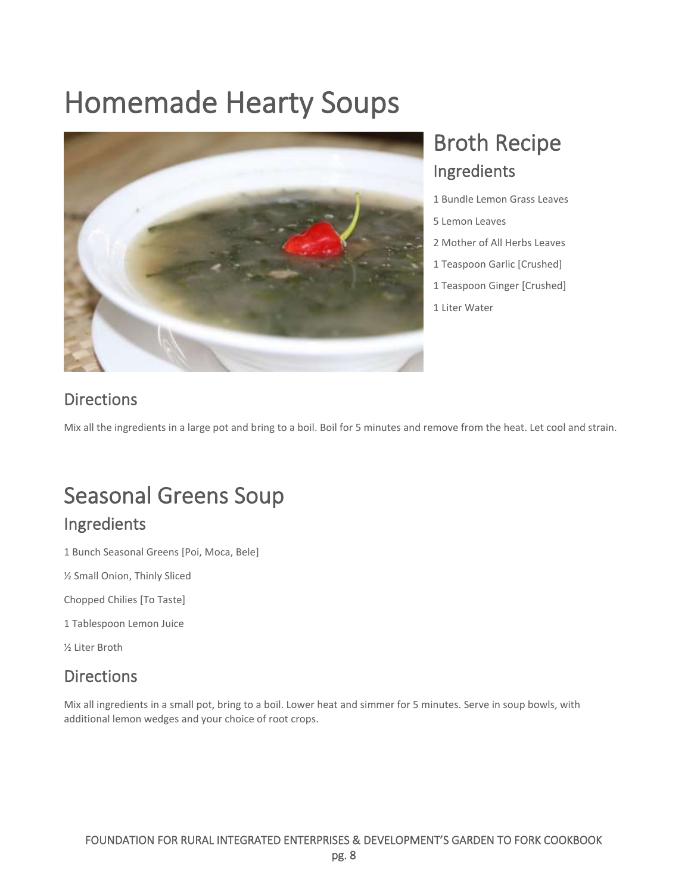# Homemade Hearty Soups

## Broth Recipe

### Ingredients

1 Bundle Lemon Grass Leaves

5 Lemon Leaves

2 Mother of All Herbs Leaves

1 Teaspoon Garlic [Crushed]

1 Teaspoon Ginger [Crushed]

1 Liter Water

### Directions

Mix all the ingredients in a large pot and bring to a boil. Boil for 5 minutes and remove from the heat. Let cool and strain.

## Seasonal Greens Soup

### Ingredients

1 Bunch Seasonal Greens [Poi, Moca, Bele]

½ Small Onion, Thinly Sliced

Chopped Chilies [To Taste]

1 Tablespoon Lemon Juice

½ Liter Broth

### Directions

Mix all ingredients in a small pot, bring to a boil. Lower heat and simmer for 5 minutes. Serve in soup bowls, with additional lemon wedges and your choice of root crops.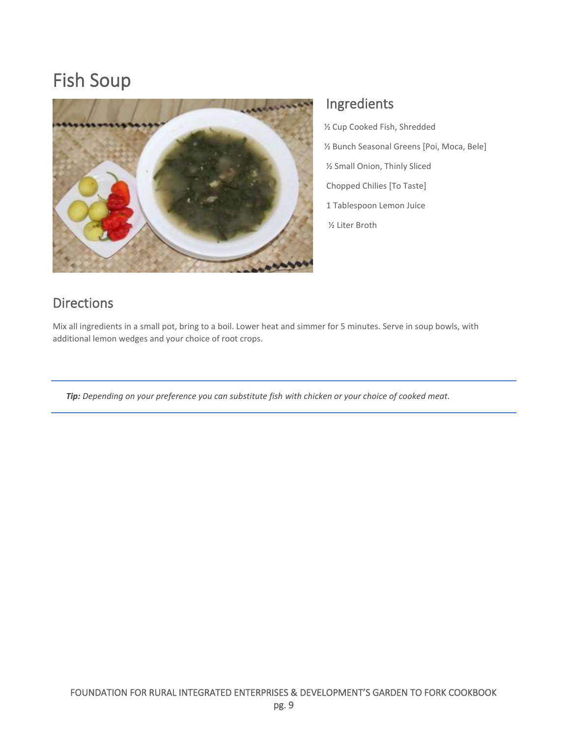# Fish Soup

## Ingredients

½ Cup Cooked Fish, Shredded

½ Bunch Seasonal Greens [Poi, Moca, Bele]

½ Small Onion, Thinly Sliced

Chopped Chilies [To Taste]

1 Tablespoon Lemon Juice

½ Liter Broth

## Directions

Mix all ingredients in a small pot, bring to a boil. Lower heat and simmer for 5 minutes. Serve in soup bowls, with additional lemon wedges and your choice of root crops.

***Tip:*** *Depending on your preference you can substitute fish with chicken or your choice of cooked meat.*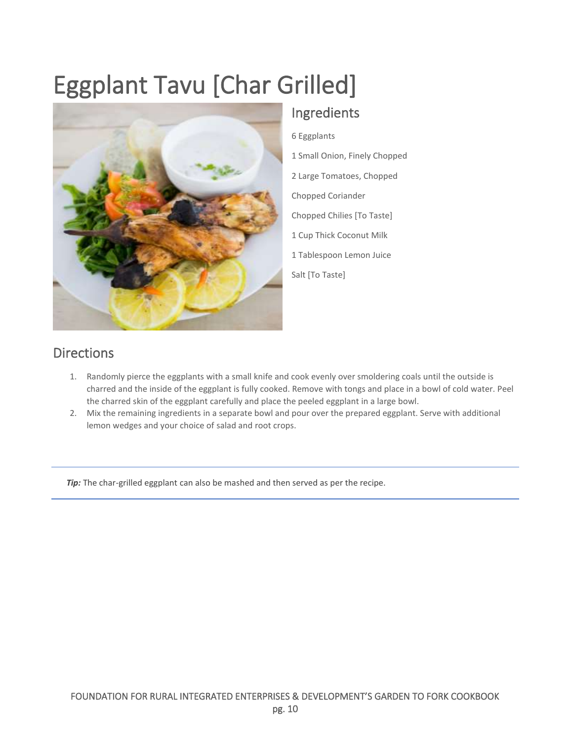# Eggplant Tavu [Char Grilled]

## Ingredients

6 Eggplants

1 Small Onion, Finely Chopped

2 Large Tomatoes, Chopped

Chopped Coriander

Chopped Chilies [To Taste]

1 Cup Thick Coconut Milk

1 Tablespoon Lemon Juice

Salt [To Taste]

## Directions

1. Randomly pierce the eggplants with a small knife and cook evenly over smoldering coals until the outside is charred and the inside of the eggplant is fully cooked. Remove with tongs and place in a bowl of cold water. Peel the charred skin of the eggplant carefully and place the peeled eggplant in a large bowl.
2. Mix the remaining ingredients in a separate bowl and pour over the prepared eggplant. Serve with additional lemon wedges and your choice of salad and root crops.

***Tip:*** The char-grilled eggplant can also be mashed and then served as per the recipe.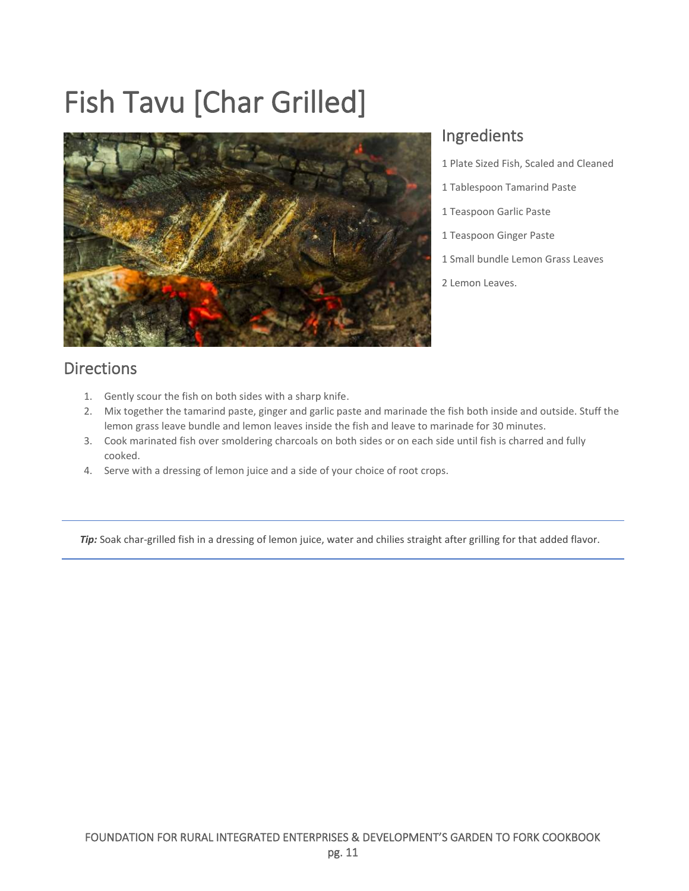# Fish Tavu [Char Grilled]

## Ingredients

1 Plate Sized Fish, Scaled and Cleaned

1 Tablespoon Tamarind Paste

1 Teaspoon Garlic Paste

1 Teaspoon Ginger Paste

1 Small bundle Lemon Grass Leaves

2 Lemon Leaves.

## Directions

1. Gently scour the fish on both sides with a sharp knife.
2. Mix together the tamarind paste, ginger and garlic paste and marinade the fish both inside and outside. Stuff the lemon grass leave bundle and lemon leaves inside the fish and leave to marinade for 30 minutes.
3. Cook marinated fish over smoldering charcoals on both sides or on each side until fish is charred and fully cooked.
4. Serve with a dressing of lemon juice and a side of your choice of root crops.

***Tip:*** Soak char-grilled fish in a dressing of lemon juice, water and chilies straight after grilling for that added flavor.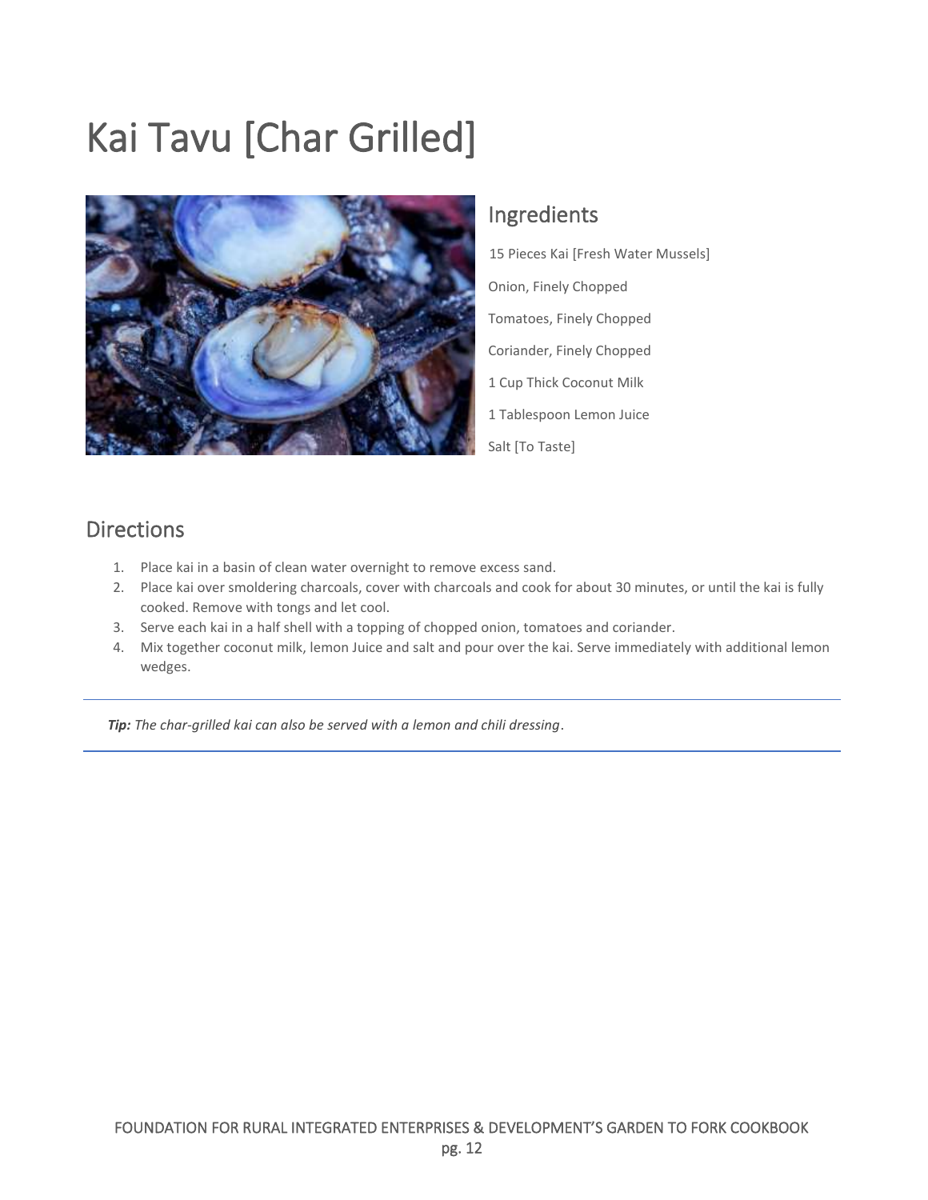# Kai Tavu [Char Grilled]

## Ingredients

15 Pieces Kai [Fresh Water Mussels]

Onion, Finely Chopped

Tomatoes, Finely Chopped

Coriander, Finely Chopped

1 Cup Thick Coconut Milk

1 Tablespoon Lemon Juice

Salt [To Taste]

## Directions

1. Place kai in a basin of clean water overnight to remove excess sand.
2. Place kai over smoldering charcoals, cover with charcoals and cook for about 30 minutes, or until the kai is fully cooked. Remove with tongs and let cool.
3. Serve each kai in a half shell with a topping of chopped onion, tomatoes and coriander.
4. Mix together coconut milk, lemon Juice and salt and pour over the kai. Serve immediately with additional lemon wedges.

***Tip:*** *The char-grilled kai can also be served with a lemon and chili dressing*.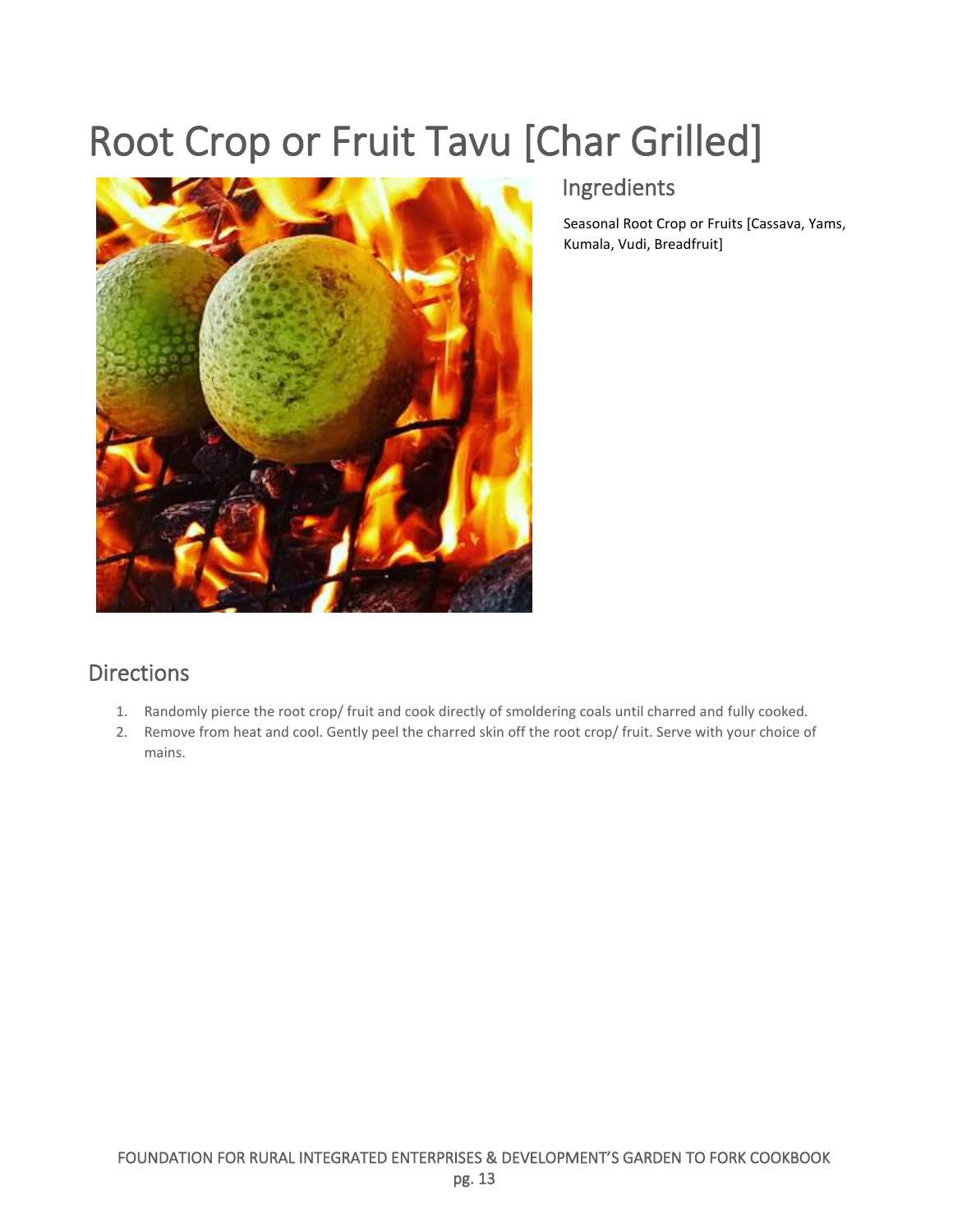# Root Crop or Fruit Tavu [Char Grilled]

## Ingredients

Seasonal Root Crop or Fruits [Cassava, Yams, Kumala, Vudi, Breadfruit]

## Directions

1. Randomly pierce the root crop/ fruit and cook directly of smoldering coals until charred and fully cooked.
2. Remove from heat and cool. Gently peel the charred skin off the root crop/ fruit. Serve with your choice of mains.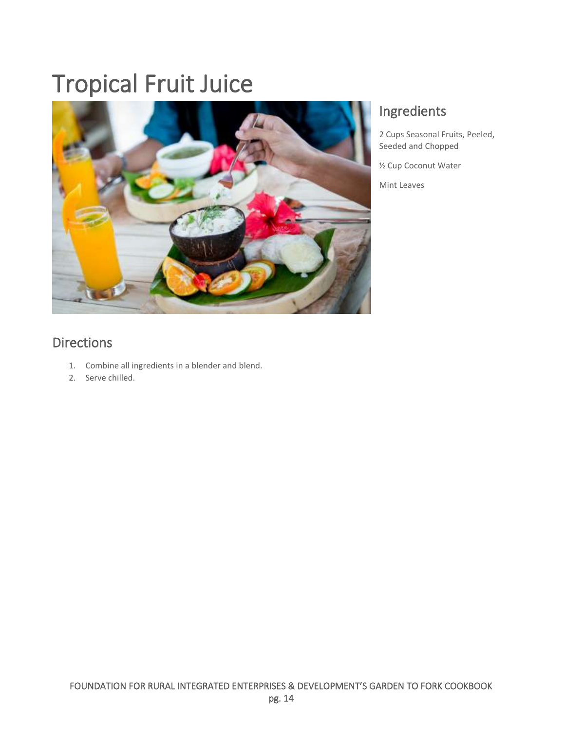# Tropical Fruit Juice

## Ingredients

2 Cups Seasonal Fruits, Peeled, Seeded and Chopped

½ Cup Coconut Water

Mint Leaves

## Directions

1. Combine all ingredients in a blender and blend.
2. Serve chilled.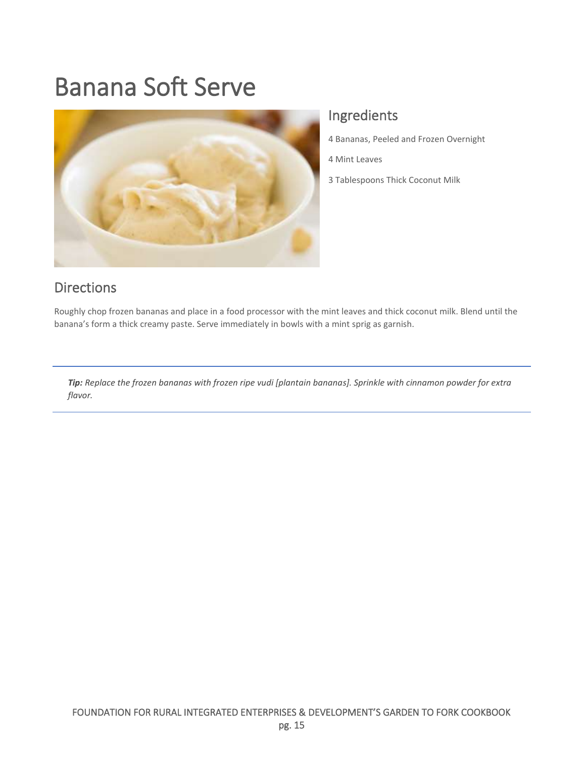# Banana Soft Serve

## Ingredients

4 Bananas, Peeled and Frozen Overnight

4 Mint Leaves

3 Tablespoons Thick Coconut Milk

## Directions

Roughly chop frozen bananas and place in a food processor with the mint leaves and thick coconut milk. Blend until the banana's form a thick creamy paste. Serve immediately in bowls with a mint sprig as garnish.

***Tip:*** *Replace the frozen bananas with frozen ripe vudi [plantain bananas]. Sprinkle with cinnamon powder for extra flavor.*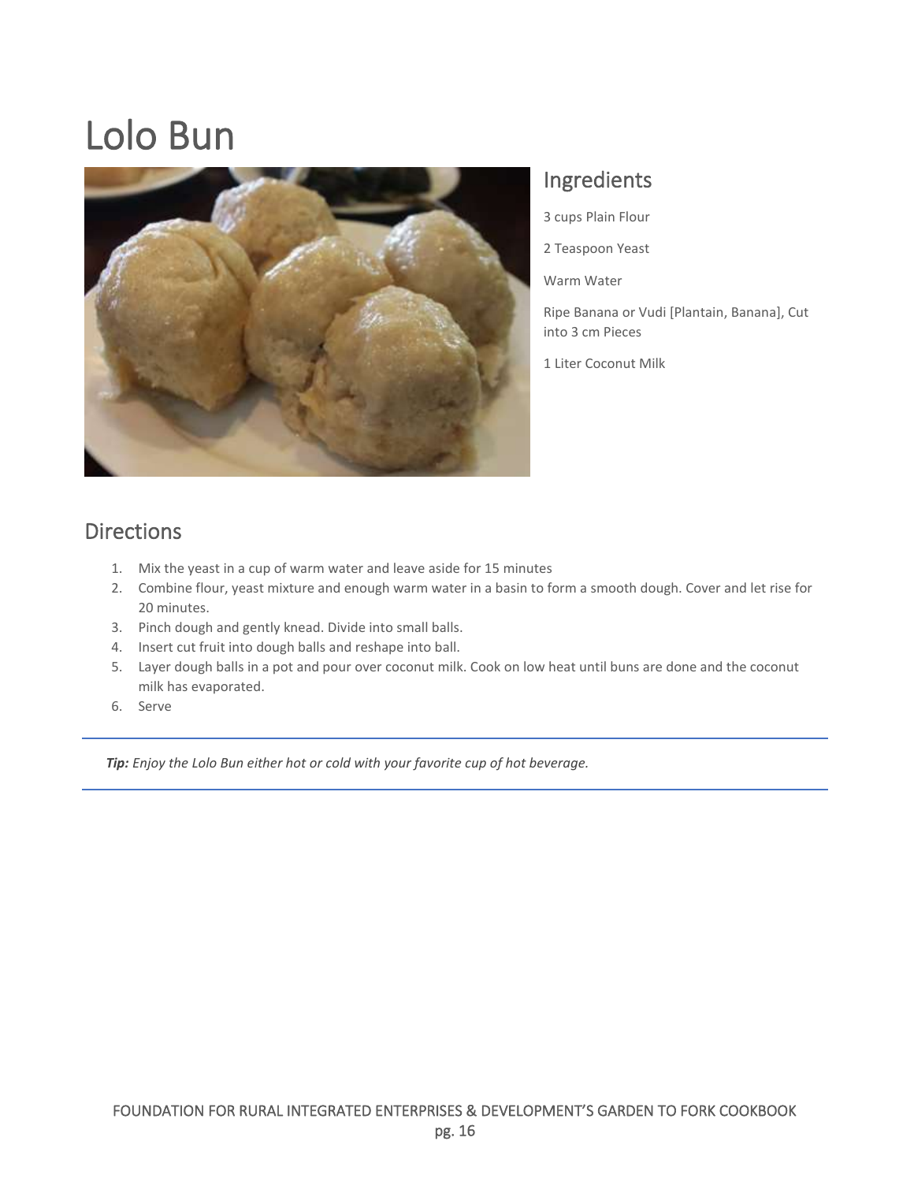# Lolo Bun

## Ingredients

3 cups Plain Flour

2 Teaspoon Yeast

Warm Water

Ripe Banana or Vudi [Plantain, Banana], Cut into 3 cm Pieces

1 Liter Coconut Milk

## Directions

1. Mix the yeast in a cup of warm water and leave aside for 15 minutes
2. Combine flour, yeast mixture and enough warm water in a basin to form a smooth dough. Cover and let rise for 20 minutes.
3. Pinch dough and gently knead. Divide into small balls.
4. Insert cut fruit into dough balls and reshape into ball.
5. Layer dough balls in a pot and pour over coconut milk. Cook on low heat until buns are done and the coconut milk has evaporated.
6. Serve

***Tip:*** *Enjoy the Lolo Bun either hot or cold with your favorite cup of hot beverage.*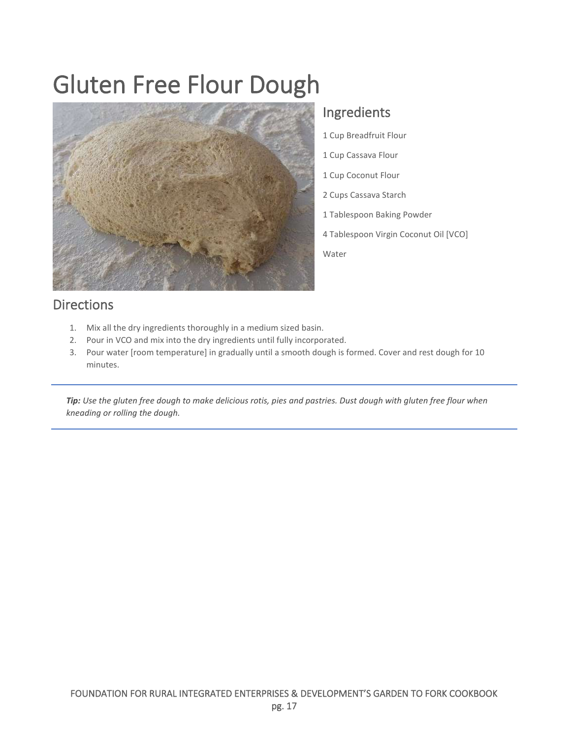# Gluten Free Flour Dough

## Ingredients

1 Cup Breadfruit Flour

1 Cup Cassava Flour

1 Cup Coconut Flour

2 Cups Cassava Starch

1 Tablespoon Baking Powder

4 Tablespoon Virgin Coconut Oil [VCO]

Water

## Directions

1. Mix all the dry ingredients thoroughly in a medium sized basin.
2. Pour in VCO and mix into the dry ingredients until fully incorporated.
3. Pour water [room temperature] in gradually until a smooth dough is formed. Cover and rest dough for 10 minutes.

---

***Tip:*** *Use the gluten free dough to make delicious rotis, pies and pastries. Dust dough with gluten free flour when kneading or rolling the dough.*

---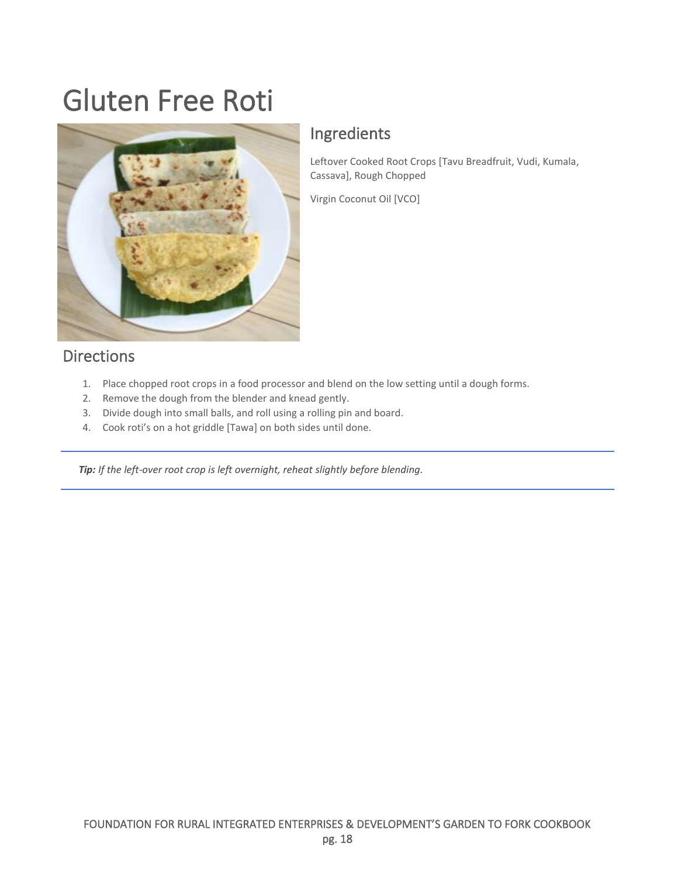# Gluten Free Roti

## Ingredients

Leftover Cooked Root Crops [Tavu Breadfruit, Vudi, Kumala, Cassava], Rough Chopped

Virgin Coconut Oil [VCO]

## Directions

1. Place chopped root crops in a food processor and blend on the low setting until a dough forms.
2. Remove the dough from the blender and knead gently.
3. Divide dough into small balls, and roll using a rolling pin and board.
4. Cook roti's on a hot griddle [Tawa] on both sides until done.

---

***Tip:*** *If the left-over root crop is left overnight, reheat slightly before blending.*

---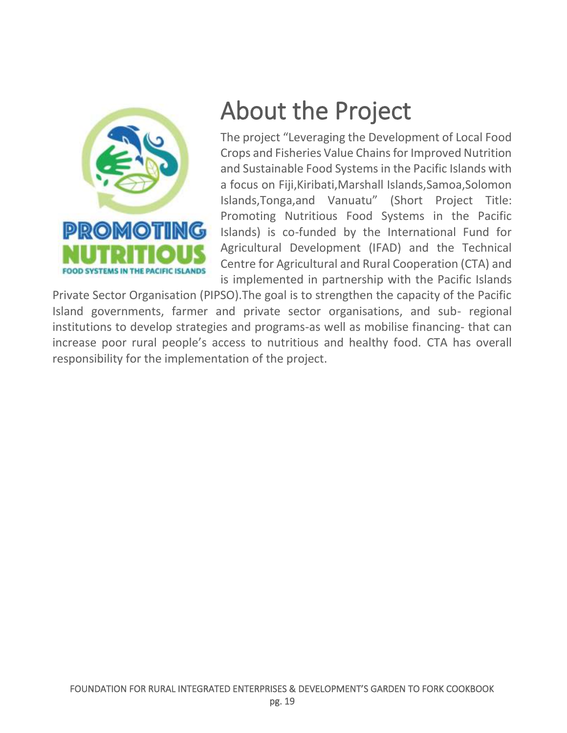# About the Project

The project "Leveraging the Development of Local Food Crops and Fisheries Value Chains for Improved Nutrition and Sustainable Food Systems in the Pacific Islands with a focus on Fiji,Kiribati,Marshall Islands,Samoa,Solomon Islands,Tonga,and Vanuatu" (Short Project Title: Promoting Nutritious Food Systems in the Pacific Islands) is co-funded by the International Fund for Agricultural Development (IFAD) and the Technical Centre for Agricultural and Rural Cooperation (CTA) and is implemented in partnership with the Pacific Islands Private Sector Organisation (PIPSO).The goal is to strengthen the capacity of the Pacific Island governments, farmer and private sector organisations, and sub- regional institutions to develop strategies and programs-as well as mobilise financing- that can increase poor rural people's access to nutritious and healthy food. CTA has overall responsibility for the implementation of the project.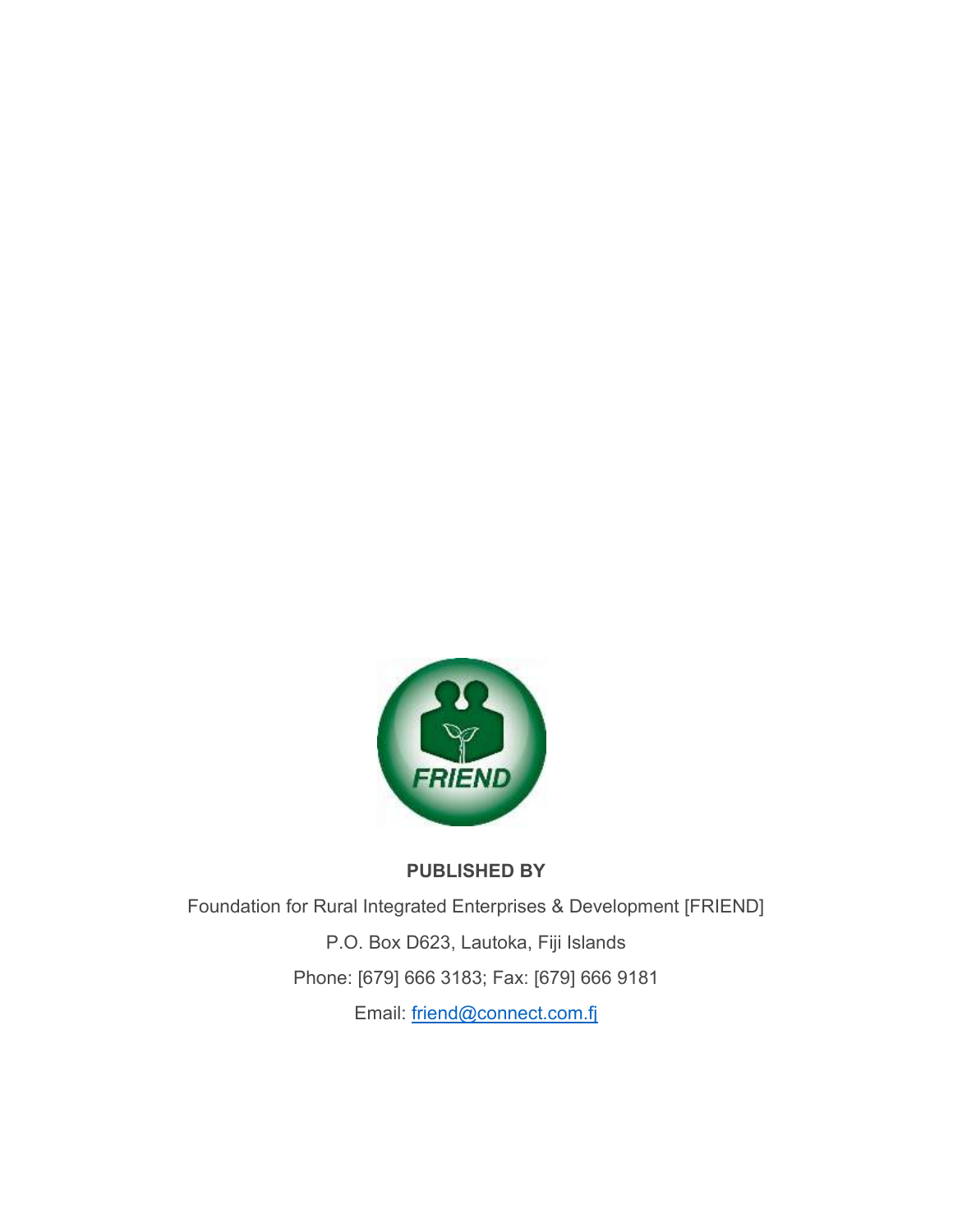**PUBLISHED BY**

Foundation for Rural Integrated Enterprises & Development [FRIEND]

P.O. Box D623, Lautoka, Fiji Islands

Phone: [679] 666 3183; Fax: [679] 666 9181

Email: friend@connect.com.fj